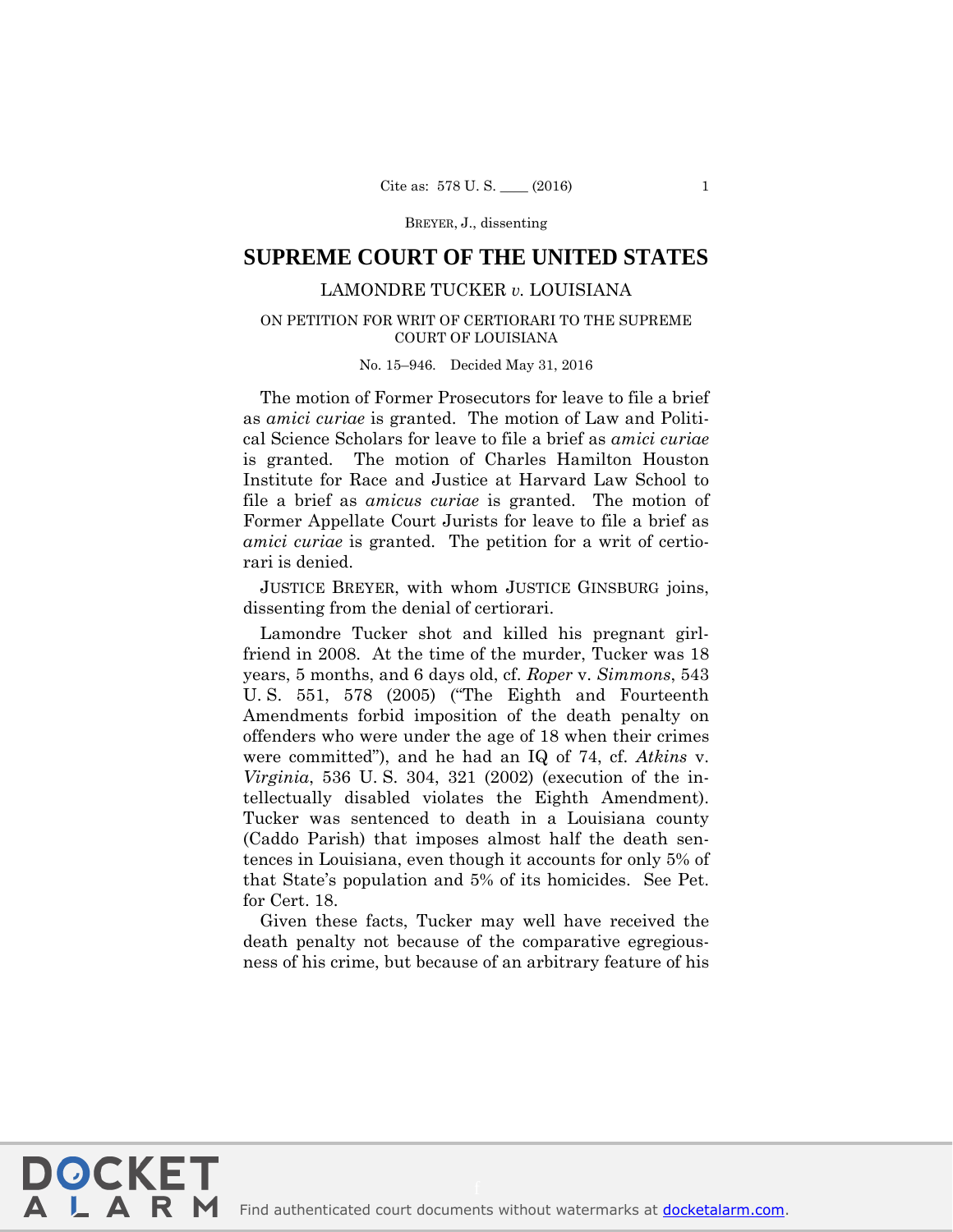# SUPREME COURT OF THE UNITED STATES

LAMONDRE TUCKER *v.* LOUISIANA

ON PETITION FOR WRIT OF CERTIORARI TO THE SUPREME COURT OF LOUISIANA

No. 15–946. Decided May 31, 2016

The motion of Former Prosecutors for leave to file a brief as *amici curiae* is granted. The motion of Law and Political Science Scholars for leave to file a brief as *amici curiae* is granted. The motion of Charles Hamilton Houston Institute for Race and Justice at Harvard Law School to file a brief as *amicus curiae* is granted. The motion of Former Appellate Court Jurists for leave to file a brief as *amici curiae* is granted. The petition for a writ of certiorari is denied.

JUSTICE BREYER, with whom JUSTICE GINSBURG joins, dissenting from the denial of certiorari.

Lamondre Tucker shot and killed his pregnant girlfriend in 2008. At the time of the murder, Tucker was 18 years, 5 months, and 6 days old, cf. *Roper* v. *Simmons*, 543 U. S. 551, 578 (2005) ("The Eighth and Fourteenth Amendments forbid imposition of the death penalty on offenders who were under the age of 18 when their crimes were committed"), and he had an IQ of 74, cf. *Atkins* v. *Virginia*, 536 U. S. 304, 321 (2002) (execution of the intellectually disabled violates the Eighth Amendment). Tucker was sentenced to death in a Louisiana county (Caddo Parish) that imposes almost half the death sentences in Louisiana, even though it accounts for only 5% of that State's population and 5% of its homicides. See Pet. for Cert. 18.

Given these facts, Tucker may well have received the death penalty not because of the comparative egregiousness of his crime, but because of an arbitrary feature of his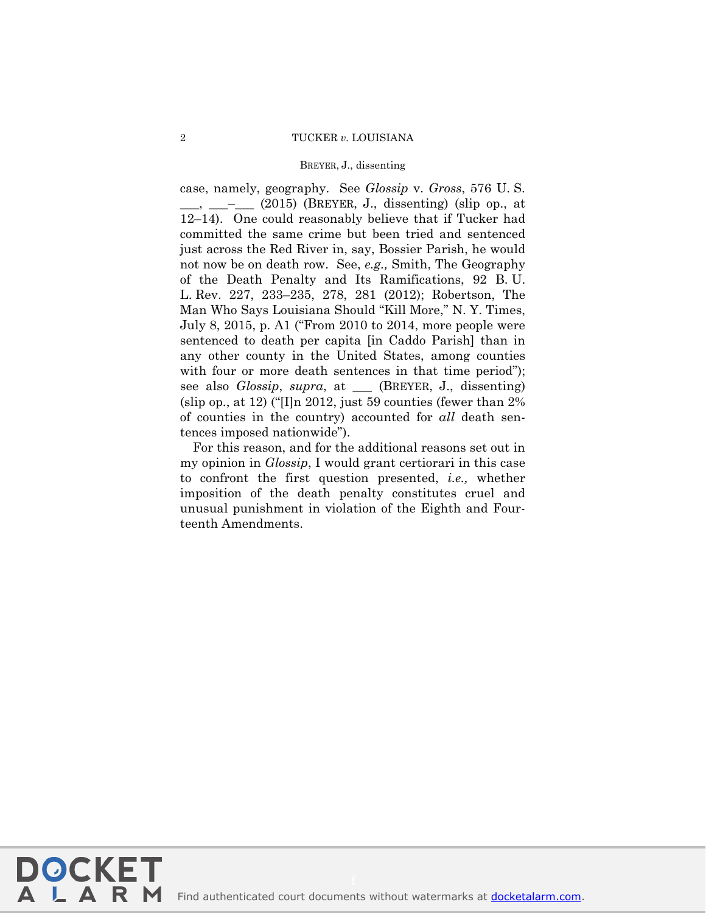case, namely, geography. See *Glossip* v. *Gross*, 576 U. S. ___, ___–___ (2015) (BREYER, J., dissenting) (slip op., at 12–14). One could reasonably believe that if Tucker had committed the same crime but been tried and sentenced just across the Red River in, say, Bossier Parish, he would not now be on death row. See, *e.g.,* Smith, The Geography of the Death Penalty and Its Ramifications, 92 B. U. L. Rev. 227, 233–235, 278, 281 (2012); Robertson, The Man Who Says Louisiana Should "Kill More," N. Y. Times, July 8, 2015, p. A1 ("From 2010 to 2014, more people were sentenced to death per capita [in Caddo Parish] than in any other county in the United States, among counties with four or more death sentences in that time period"); see also *Glossip*, *supra*, at ___ (BREYER, J., dissenting) (slip op., at 12) ("[I]n 2012, just 59 counties (fewer than 2% of counties in the country) accounted for *all* death sentences imposed nationwide").

For this reason, and for the additional reasons set out in my opinion in *Glossip*, I would grant certiorari in this case to confront the first question presented, *i.e.,* whether imposition of the death penalty constitutes cruel and unusual punishment in violation of the Eighth and Fourteenth Amendments.